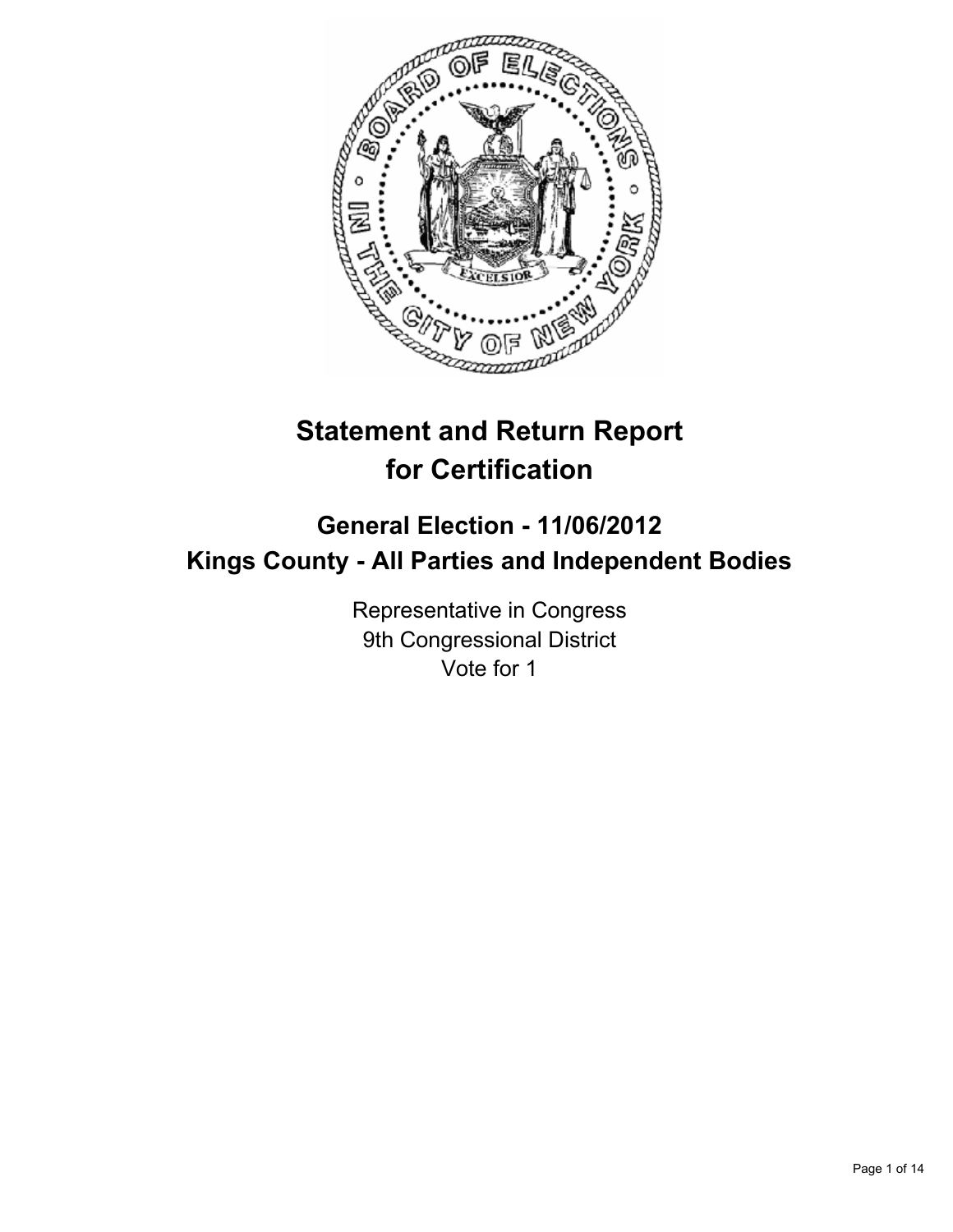# Statement and Return Report for Certification

## General Election - 11/06/2012
## Kings County - All Parties and Independent Bodies

Representative in Congress
9th Congressional District
Vote for 1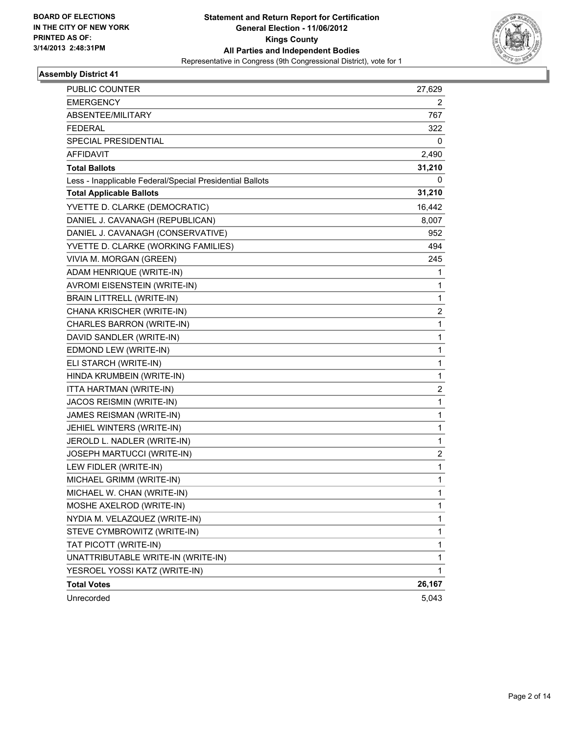**BOARD OF ELECTIONS IN THE CITY OF NEW YORK PRINTED AS OF: 3/14/2013 2:48:31PM**

# Statement and Return Report for Certification
## General Election - 11/06/2012
## Kings County
## All Parties and Independent Bodies
Representative in Congress (9th Congressional District), vote for 1

### Assembly District 41

| | |
|---|---|
| PUBLIC COUNTER | 27,629 |
| EMERGENCY | 2 |
| ABSENTEE/MILITARY | 767 |
| FEDERAL | 322 |
| SPECIAL PRESIDENTIAL | 0 |
| AFFIDAVIT | 2,490 |
| **Total Ballots** | **31,210** |
| Less - Inapplicable Federal/Special Presidential Ballots | 0 |
| **Total Applicable Ballots** | **31,210** |
| YVETTE D. CLARKE (DEMOCRATIC) | 16,442 |
| DANIEL J. CAVANAGH (REPUBLICAN) | 8,007 |
| DANIEL J. CAVANAGH (CONSERVATIVE) | 952 |
| YVETTE D. CLARKE (WORKING FAMILIES) | 494 |
| VIVIA M. MORGAN (GREEN) | 245 |
| ADAM HENRIQUE (WRITE-IN) | 1 |
| AVROMI EISENSTEIN (WRITE-IN) | 1 |
| BRAIN LITTRELL (WRITE-IN) | 1 |
| CHANA KRISCHER (WRITE-IN) | 2 |
| CHARLES BARRON (WRITE-IN) | 1 |
| DAVID SANDLER (WRITE-IN) | 1 |
| EDMOND LEW (WRITE-IN) | 1 |
| ELI STARCH (WRITE-IN) | 1 |
| HINDA KRUMBEIN (WRITE-IN) | 1 |
| ITTA HARTMAN (WRITE-IN) | 2 |
| JACOS REISMIN (WRITE-IN) | 1 |
| JAMES REISMAN (WRITE-IN) | 1 |
| JEHIEL WINTERS (WRITE-IN) | 1 |
| JEROLD L. NADLER (WRITE-IN) | 1 |
| JOSEPH MARTUCCI (WRITE-IN) | 2 |
| LEW FIDLER (WRITE-IN) | 1 |
| MICHAEL GRIMM (WRITE-IN) | 1 |
| MICHAEL W. CHAN (WRITE-IN) | 1 |
| MOSHE AXELROD (WRITE-IN) | 1 |
| NYDIA M. VELAZQUEZ (WRITE-IN) | 1 |
| STEVE CYMBROWITZ (WRITE-IN) | 1 |
| TAT PICOTT (WRITE-IN) | 1 |
| UNATTRIBUTABLE WRITE-IN (WRITE-IN) | 1 |
| YESROEL YOSSI KATZ (WRITE-IN) | 1 |
| **Total Votes** | **26,167** |
| Unrecorded | 5,043 |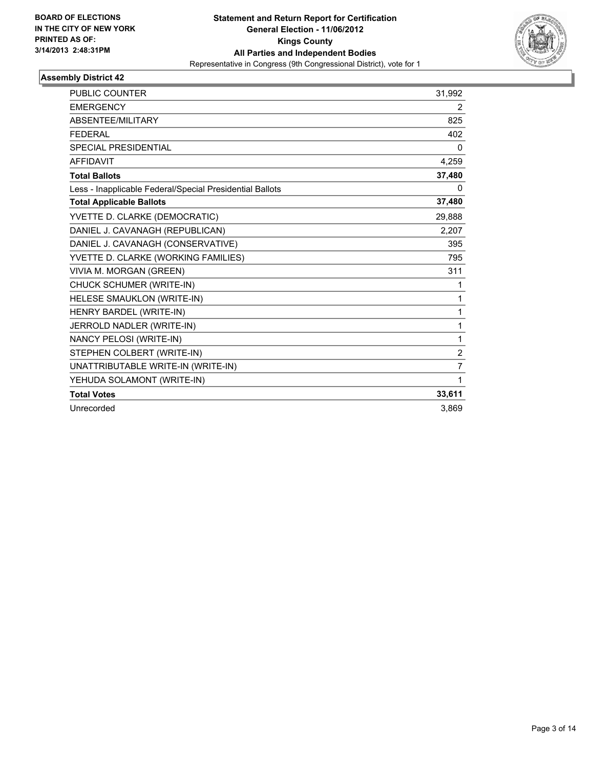**BOARD OF ELECTIONS IN THE CITY OF NEW YORK**
**PRINTED AS OF: 3/14/2013 2:48:31PM**

**Statement and Return Report for Certification**
**General Election - 11/06/2012**
**Kings County**
**All Parties and Independent Bodies**
Representative in Congress (9th Congressional District), vote for 1

## Assembly District 42

| | |
|---|---|
| PUBLIC COUNTER | 31,992 |
| EMERGENCY | 2 |
| ABSENTEE/MILITARY | 825 |
| FEDERAL | 402 |
| SPECIAL PRESIDENTIAL | 0 |
| AFFIDAVIT | 4,259 |
| **Total Ballots** | **37,480** |
| Less - Inapplicable Federal/Special Presidential Ballots | 0 |
| **Total Applicable Ballots** | **37,480** |
| YVETTE D. CLARKE (DEMOCRATIC) | 29,888 |
| DANIEL J. CAVANAGH (REPUBLICAN) | 2,207 |
| DANIEL J. CAVANAGH (CONSERVATIVE) | 395 |
| YVETTE D. CLARKE (WORKING FAMILIES) | 795 |
| VIVIA M. MORGAN (GREEN) | 311 |
| CHUCK SCHUMER (WRITE-IN) | 1 |
| HELESE SMAUKLON (WRITE-IN) | 1 |
| HENRY BARDEL (WRITE-IN) | 1 |
| JERROLD NADLER (WRITE-IN) | 1 |
| NANCY PELOSI (WRITE-IN) | 1 |
| STEPHEN COLBERT (WRITE-IN) | 2 |
| UNATTRIBUTABLE WRITE-IN (WRITE-IN) | 7 |
| YEHUDA SOLAMONT (WRITE-IN) | 1 |
| **Total Votes** | **33,611** |
| Unrecorded | 3,869 |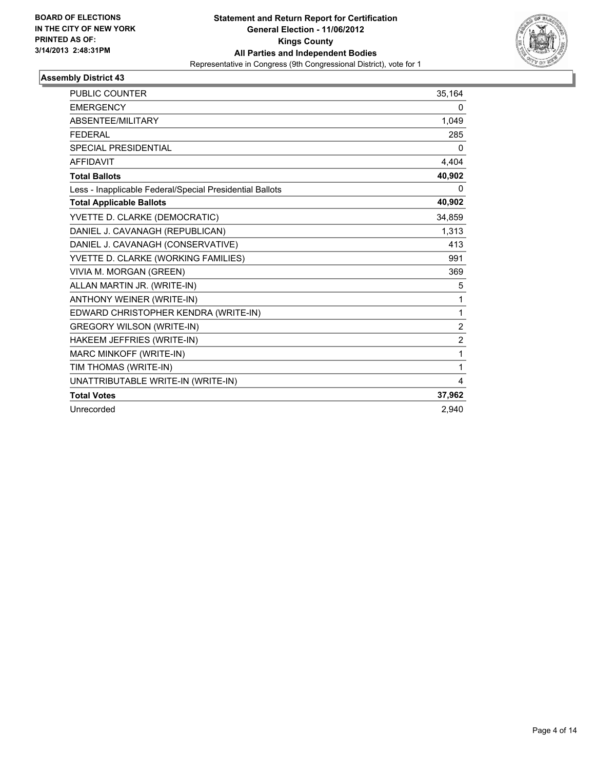**BOARD OF ELECTIONS IN THE CITY OF NEW YORK PRINTED AS OF: 3/14/2013 2:48:31PM**

**Statement and Return Report for Certification**
**General Election - 11/06/2012**
**Kings County**
**All Parties and Independent Bodies**
Representative in Congress (9th Congressional District), vote for 1

### Assembly District 43

| | |
|---|---|
| PUBLIC COUNTER | 35,164 |
| EMERGENCY | 0 |
| ABSENTEE/MILITARY | 1,049 |
| FEDERAL | 285 |
| SPECIAL PRESIDENTIAL | 0 |
| AFFIDAVIT | 4,404 |
| **Total Ballots** | **40,902** |
| Less - Inapplicable Federal/Special Presidential Ballots | 0 |
| **Total Applicable Ballots** | **40,902** |
| YVETTE D. CLARKE (DEMOCRATIC) | 34,859 |
| DANIEL J. CAVANAGH (REPUBLICAN) | 1,313 |
| DANIEL J. CAVANAGH (CONSERVATIVE) | 413 |
| YVETTE D. CLARKE (WORKING FAMILIES) | 991 |
| VIVIA M. MORGAN (GREEN) | 369 |
| ALLAN MARTIN JR. (WRITE-IN) | 5 |
| ANTHONY WEINER (WRITE-IN) | 1 |
| EDWARD CHRISTOPHER KENDRA (WRITE-IN) | 1 |
| GREGORY WILSON (WRITE-IN) | 2 |
| HAKEEM JEFFRIES (WRITE-IN) | 2 |
| MARC MINKOFF (WRITE-IN) | 1 |
| TIM THOMAS (WRITE-IN) | 1 |
| UNATTRIBUTABLE WRITE-IN (WRITE-IN) | 4 |
| **Total Votes** | **37,962** |
| Unrecorded | 2,940 |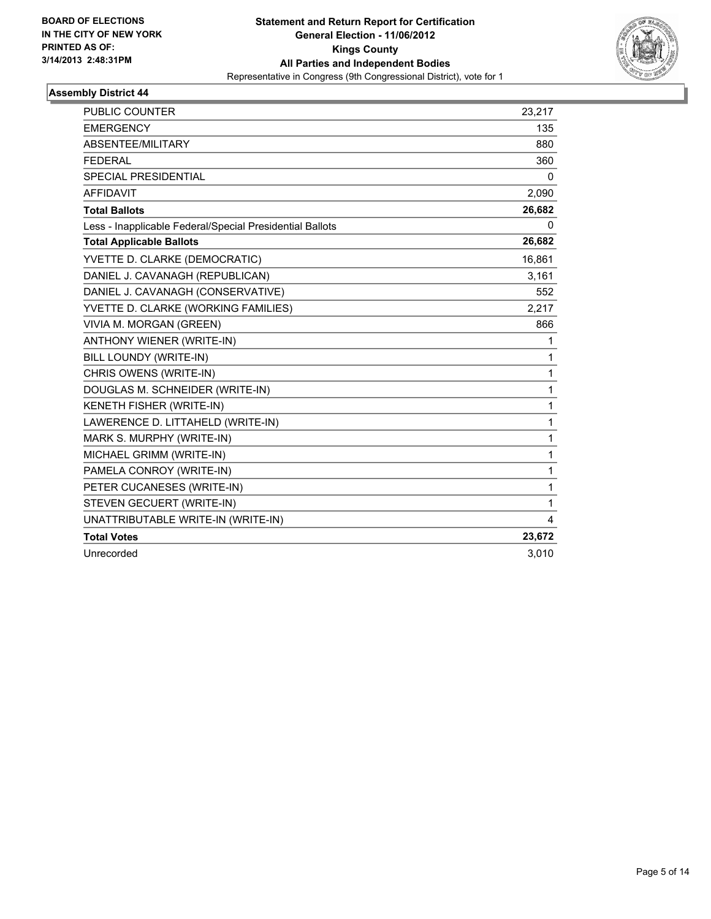**BOARD OF ELECTIONS IN THE CITY OF NEW YORK**
**PRINTED AS OF: 3/14/2013 2:48:31PM**

**Statement and Return Report for Certification**
**General Election - 11/06/2012**
**Kings County**
**All Parties and Independent Bodies**
Representative in Congress (9th Congressional District), vote for 1

## Assembly District 44

| | |
|---|---|
| PUBLIC COUNTER | 23,217 |
| EMERGENCY | 135 |
| ABSENTEE/MILITARY | 880 |
| FEDERAL | 360 |
| SPECIAL PRESIDENTIAL | 0 |
| AFFIDAVIT | 2,090 |
| **Total Ballots** | **26,682** |
| Less - Inapplicable Federal/Special Presidential Ballots | 0 |
| **Total Applicable Ballots** | **26,682** |
| YVETTE D. CLARKE (DEMOCRATIC) | 16,861 |
| DANIEL J. CAVANAGH (REPUBLICAN) | 3,161 |
| DANIEL J. CAVANAGH (CONSERVATIVE) | 552 |
| YVETTE D. CLARKE (WORKING FAMILIES) | 2,217 |
| VIVIA M. MORGAN (GREEN) | 866 |
| ANTHONY WIENER (WRITE-IN) | 1 |
| BILL LOUNDY (WRITE-IN) | 1 |
| CHRIS OWENS (WRITE-IN) | 1 |
| DOUGLAS M. SCHNEIDER (WRITE-IN) | 1 |
| KENETH FISHER (WRITE-IN) | 1 |
| LAWERENCE D. LITTAHELD (WRITE-IN) | 1 |
| MARK S. MURPHY (WRITE-IN) | 1 |
| MICHAEL GRIMM (WRITE-IN) | 1 |
| PAMELA CONROY (WRITE-IN) | 1 |
| PETER CUCANESES (WRITE-IN) | 1 |
| STEVEN GECUERT (WRITE-IN) | 1 |
| UNATTRIBUTABLE WRITE-IN (WRITE-IN) | 4 |
| **Total Votes** | **23,672** |
| Unrecorded | 3,010 |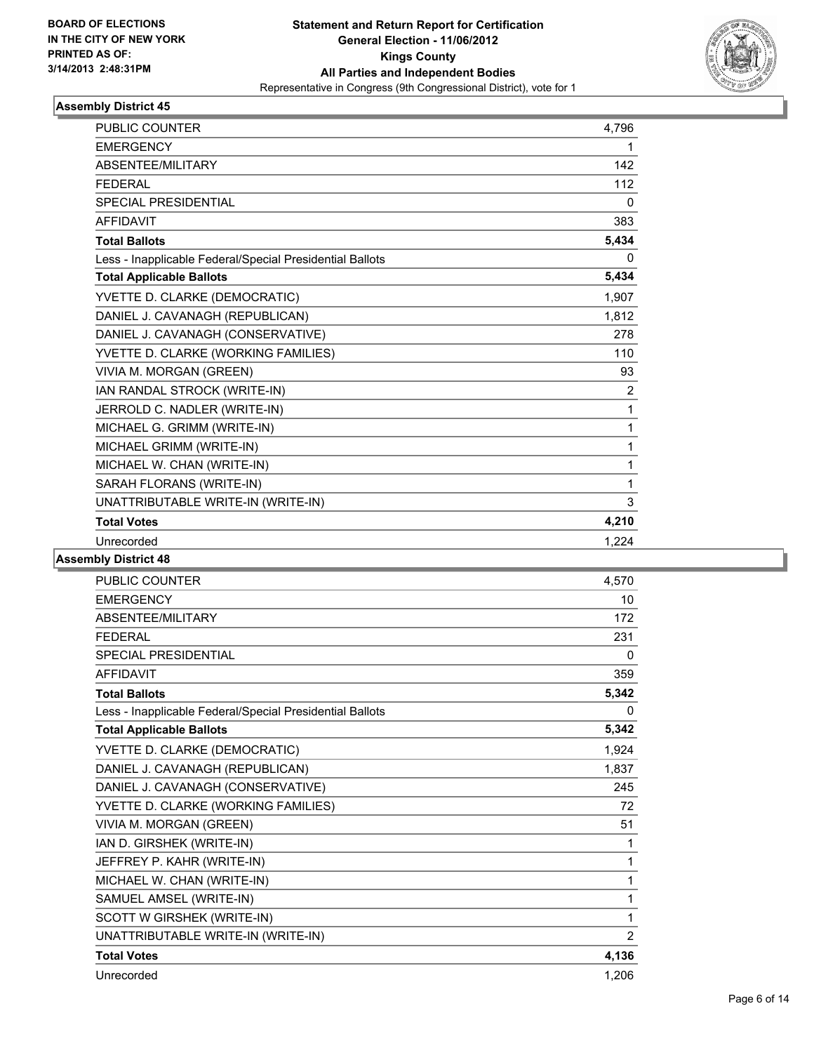**BOARD OF ELECTIONS IN THE CITY OF NEW YORK PRINTED AS OF: 3/14/2013 2:48:31PM**

**Statement and Return Report for Certification**
**General Election - 11/06/2012**
**Kings County**
**All Parties and Independent Bodies**
Representative in Congress (9th Congressional District), vote for 1

## Assembly District 45

| | |
|---|---|
| PUBLIC COUNTER | 4,796 |
| EMERGENCY | 1 |
| ABSENTEE/MILITARY | 142 |
| FEDERAL | 112 |
| SPECIAL PRESIDENTIAL | 0 |
| AFFIDAVIT | 383 |
| **Total Ballots** | **5,434** |
| Less - Inapplicable Federal/Special Presidential Ballots | 0 |
| **Total Applicable Ballots** | **5,434** |
| YVETTE D. CLARKE (DEMOCRATIC) | 1,907 |
| DANIEL J. CAVANAGH (REPUBLICAN) | 1,812 |
| DANIEL J. CAVANAGH (CONSERVATIVE) | 278 |
| YVETTE D. CLARKE (WORKING FAMILIES) | 110 |
| VIVIA M. MORGAN (GREEN) | 93 |
| IAN RANDAL STROCK (WRITE-IN) | 2 |
| JERROLD C. NADLER (WRITE-IN) | 1 |
| MICHAEL G. GRIMM (WRITE-IN) | 1 |
| MICHAEL GRIMM (WRITE-IN) | 1 |
| MICHAEL W. CHAN (WRITE-IN) | 1 |
| SARAH FLORANS (WRITE-IN) | 1 |
| UNATTRIBUTABLE WRITE-IN (WRITE-IN) | 3 |
| **Total Votes** | **4,210** |
| Unrecorded | 1,224 |

## Assembly District 48

| | |
|---|---|
| PUBLIC COUNTER | 4,570 |
| EMERGENCY | 10 |
| ABSENTEE/MILITARY | 172 |
| FEDERAL | 231 |
| SPECIAL PRESIDENTIAL | 0 |
| AFFIDAVIT | 359 |
| **Total Ballots** | **5,342** |
| Less - Inapplicable Federal/Special Presidential Ballots | 0 |
| **Total Applicable Ballots** | **5,342** |
| YVETTE D. CLARKE (DEMOCRATIC) | 1,924 |
| DANIEL J. CAVANAGH (REPUBLICAN) | 1,837 |
| DANIEL J. CAVANAGH (CONSERVATIVE) | 245 |
| YVETTE D. CLARKE (WORKING FAMILIES) | 72 |
| VIVIA M. MORGAN (GREEN) | 51 |
| IAN D. GIRSHEK (WRITE-IN) | 1 |
| JEFFREY P. KAHR (WRITE-IN) | 1 |
| MICHAEL W. CHAN (WRITE-IN) | 1 |
| SAMUEL AMSEL (WRITE-IN) | 1 |
| SCOTT W GIRSHEK (WRITE-IN) | 1 |
| UNATTRIBUTABLE WRITE-IN (WRITE-IN) | 2 |
| **Total Votes** | **4,136** |
| Unrecorded | 1,206 |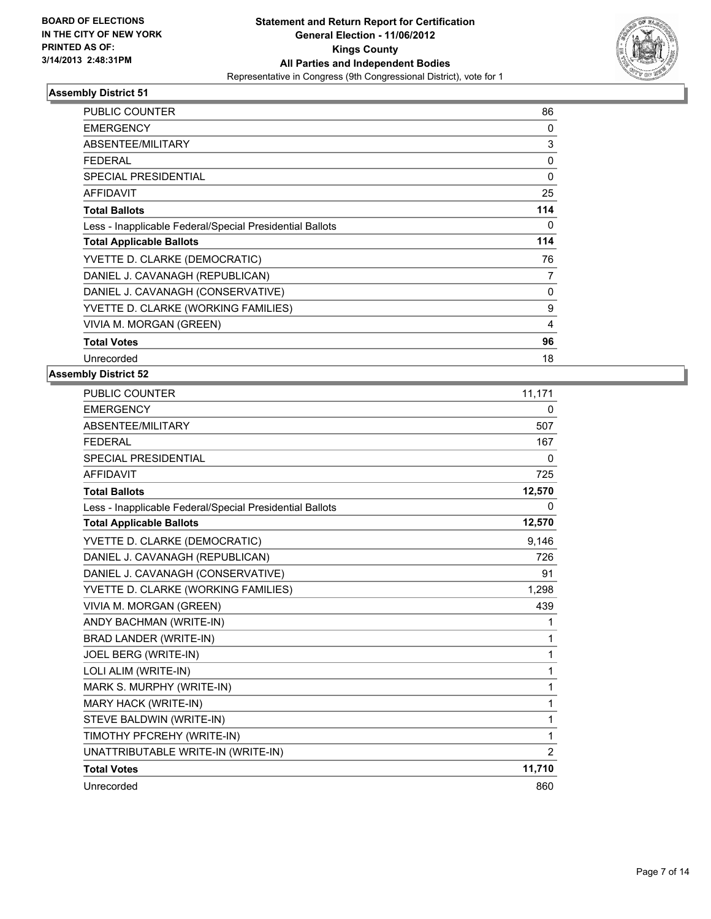**BOARD OF ELECTIONS IN THE CITY OF NEW YORK PRINTED AS OF: 3/14/2013 2:48:31PM**

**Statement and Return Report for Certification General Election - 11/06/2012 Kings County All Parties and Independent Bodies**
Representative in Congress (9th Congressional District), vote for 1

### Assembly District 51

| | |
|---|---|
| PUBLIC COUNTER | 86 |
| EMERGENCY | 0 |
| ABSENTEE/MILITARY | 3 |
| FEDERAL | 0 |
| SPECIAL PRESIDENTIAL | 0 |
| AFFIDAVIT | 25 |
| **Total Ballots** | **114** |
| Less - Inapplicable Federal/Special Presidential Ballots | 0 |
| **Total Applicable Ballots** | **114** |
| YVETTE D. CLARKE (DEMOCRATIC) | 76 |
| DANIEL J. CAVANAGH (REPUBLICAN) | 7 |
| DANIEL J. CAVANAGH (CONSERVATIVE) | 0 |
| YVETTE D. CLARKE (WORKING FAMILIES) | 9 |
| VIVIA M. MORGAN (GREEN) | 4 |
| **Total Votes** | **96** |
| Unrecorded | 18 |

### Assembly District 52

| | |
|---|---|
| PUBLIC COUNTER | 11,171 |
| EMERGENCY | 0 |
| ABSENTEE/MILITARY | 507 |
| FEDERAL | 167 |
| SPECIAL PRESIDENTIAL | 0 |
| AFFIDAVIT | 725 |
| **Total Ballots** | **12,570** |
| Less - Inapplicable Federal/Special Presidential Ballots | 0 |
| **Total Applicable Ballots** | **12,570** |
| YVETTE D. CLARKE (DEMOCRATIC) | 9,146 |
| DANIEL J. CAVANAGH (REPUBLICAN) | 726 |
| DANIEL J. CAVANAGH (CONSERVATIVE) | 91 |
| YVETTE D. CLARKE (WORKING FAMILIES) | 1,298 |
| VIVIA M. MORGAN (GREEN) | 439 |
| ANDY BACHMAN (WRITE-IN) | 1 |
| BRAD LANDER (WRITE-IN) | 1 |
| JOEL BERG (WRITE-IN) | 1 |
| LOLI ALIM (WRITE-IN) | 1 |
| MARK S. MURPHY (WRITE-IN) | 1 |
| MARY HACK (WRITE-IN) | 1 |
| STEVE BALDWIN (WRITE-IN) | 1 |
| TIMOTHY PFCREHY (WRITE-IN) | 1 |
| UNATTRIBUTABLE WRITE-IN (WRITE-IN) | 2 |
| **Total Votes** | **11,710** |
| Unrecorded | 860 |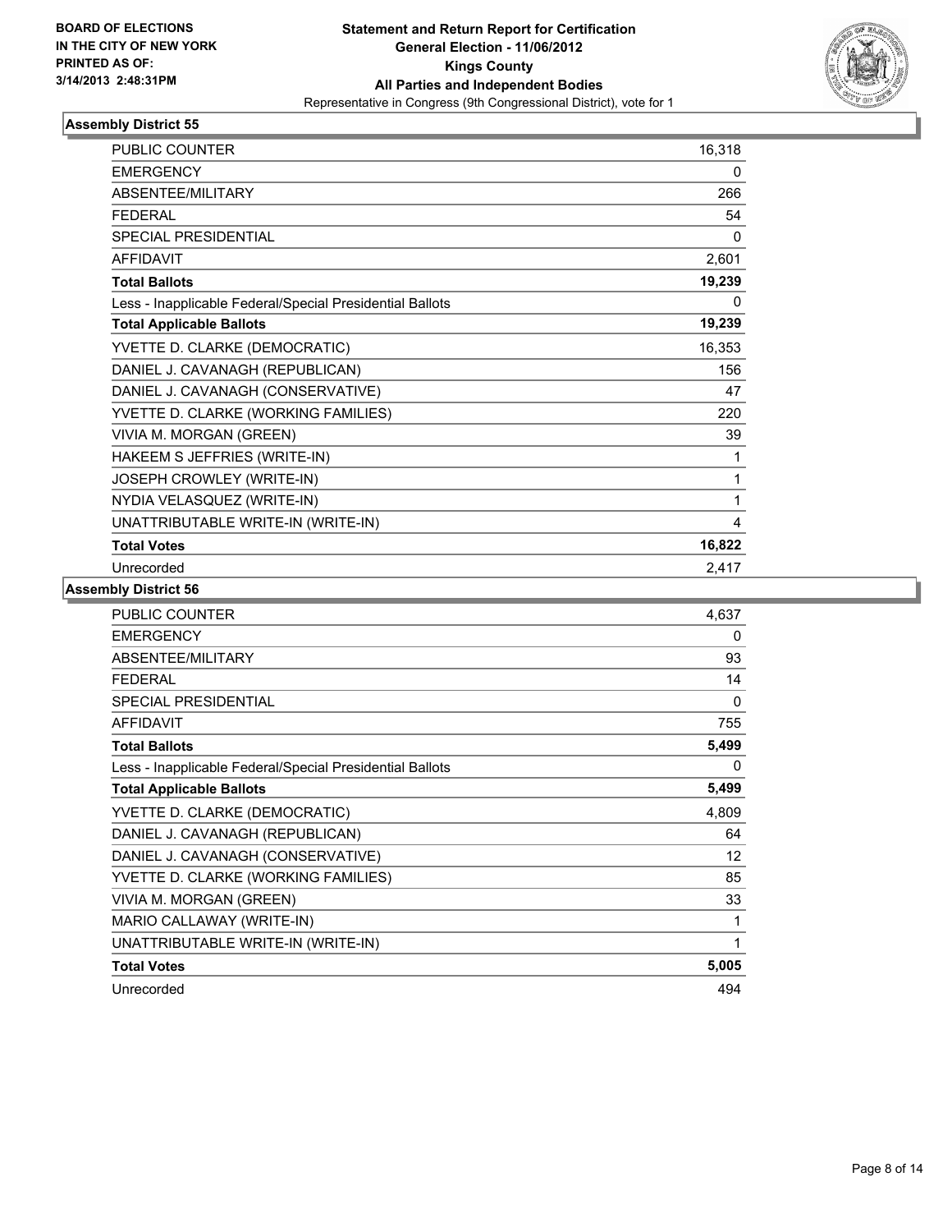**BOARD OF ELECTIONS IN THE CITY OF NEW YORK PRINTED AS OF: 3/14/2013 2:48:31PM**

**Statement and Return Report for Certification**
**General Election - 11/06/2012**
**Kings County**
**All Parties and Independent Bodies**
Representative in Congress (9th Congressional District), vote for 1

### Assembly District 55

| | |
|---|---|
| PUBLIC COUNTER | 16,318 |
| EMERGENCY | 0 |
| ABSENTEE/MILITARY | 266 |
| FEDERAL | 54 |
| SPECIAL PRESIDENTIAL | 0 |
| AFFIDAVIT | 2,601 |
| **Total Ballots** | **19,239** |
| Less - Inapplicable Federal/Special Presidential Ballots | 0 |
| **Total Applicable Ballots** | **19,239** |
| YVETTE D. CLARKE (DEMOCRATIC) | 16,353 |
| DANIEL J. CAVANAGH (REPUBLICAN) | 156 |
| DANIEL J. CAVANAGH (CONSERVATIVE) | 47 |
| YVETTE D. CLARKE (WORKING FAMILIES) | 220 |
| VIVIA M. MORGAN (GREEN) | 39 |
| HAKEEM S JEFFRIES (WRITE-IN) | 1 |
| JOSEPH CROWLEY (WRITE-IN) | 1 |
| NYDIA VELASQUEZ (WRITE-IN) | 1 |
| UNATTRIBUTABLE WRITE-IN (WRITE-IN) | 4 |
| **Total Votes** | **16,822** |
| Unrecorded | 2,417 |

### Assembly District 56

| | |
|---|---|
| PUBLIC COUNTER | 4,637 |
| EMERGENCY | 0 |
| ABSENTEE/MILITARY | 93 |
| FEDERAL | 14 |
| SPECIAL PRESIDENTIAL | 0 |
| AFFIDAVIT | 755 |
| **Total Ballots** | **5,499** |
| Less - Inapplicable Federal/Special Presidential Ballots | 0 |
| **Total Applicable Ballots** | **5,499** |
| YVETTE D. CLARKE (DEMOCRATIC) | 4,809 |
| DANIEL J. CAVANAGH (REPUBLICAN) | 64 |
| DANIEL J. CAVANAGH (CONSERVATIVE) | 12 |
| YVETTE D. CLARKE (WORKING FAMILIES) | 85 |
| VIVIA M. MORGAN (GREEN) | 33 |
| MARIO CALLAWAY (WRITE-IN) | 1 |
| UNATTRIBUTABLE WRITE-IN (WRITE-IN) | 1 |
| **Total Votes** | **5,005** |
| Unrecorded | 494 |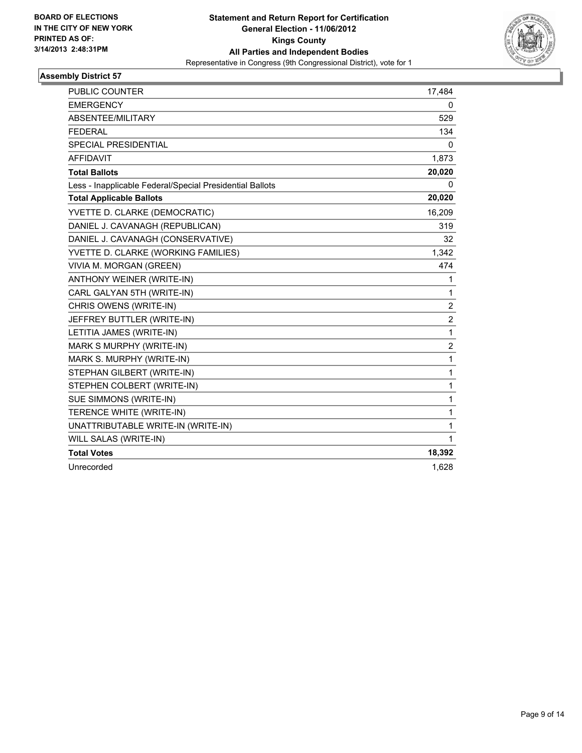**BOARD OF ELECTIONS IN THE CITY OF NEW YORK PRINTED AS OF: 3/14/2013 2:48:31PM**

**Statement and Return Report for Certification**
**General Election - 11/06/2012**
**Kings County**
**All Parties and Independent Bodies**
Representative in Congress (9th Congressional District), vote for 1

## Assembly District 57

| | |
|---|---|
| PUBLIC COUNTER | 17,484 |
| EMERGENCY | 0 |
| ABSENTEE/MILITARY | 529 |
| FEDERAL | 134 |
| SPECIAL PRESIDENTIAL | 0 |
| AFFIDAVIT | 1,873 |
| **Total Ballots** | **20,020** |
| Less - Inapplicable Federal/Special Presidential Ballots | 0 |
| **Total Applicable Ballots** | **20,020** |
| YVETTE D. CLARKE (DEMOCRATIC) | 16,209 |
| DANIEL J. CAVANAGH (REPUBLICAN) | 319 |
| DANIEL J. CAVANAGH (CONSERVATIVE) | 32 |
| YVETTE D. CLARKE (WORKING FAMILIES) | 1,342 |
| VIVIA M. MORGAN (GREEN) | 474 |
| ANTHONY WEINER (WRITE-IN) | 1 |
| CARL GALYAN 5TH (WRITE-IN) | 1 |
| CHRIS OWENS (WRITE-IN) | 2 |
| JEFFREY BUTTLER (WRITE-IN) | 2 |
| LETITIA JAMES (WRITE-IN) | 1 |
| MARK S MURPHY (WRITE-IN) | 2 |
| MARK S. MURPHY (WRITE-IN) | 1 |
| STEPHAN GILBERT (WRITE-IN) | 1 |
| STEPHEN COLBERT (WRITE-IN) | 1 |
| SUE SIMMONS (WRITE-IN) | 1 |
| TERENCE WHITE (WRITE-IN) | 1 |
| UNATTRIBUTABLE WRITE-IN (WRITE-IN) | 1 |
| WILL SALAS (WRITE-IN) | 1 |
| **Total Votes** | **18,392** |
| Unrecorded | 1,628 |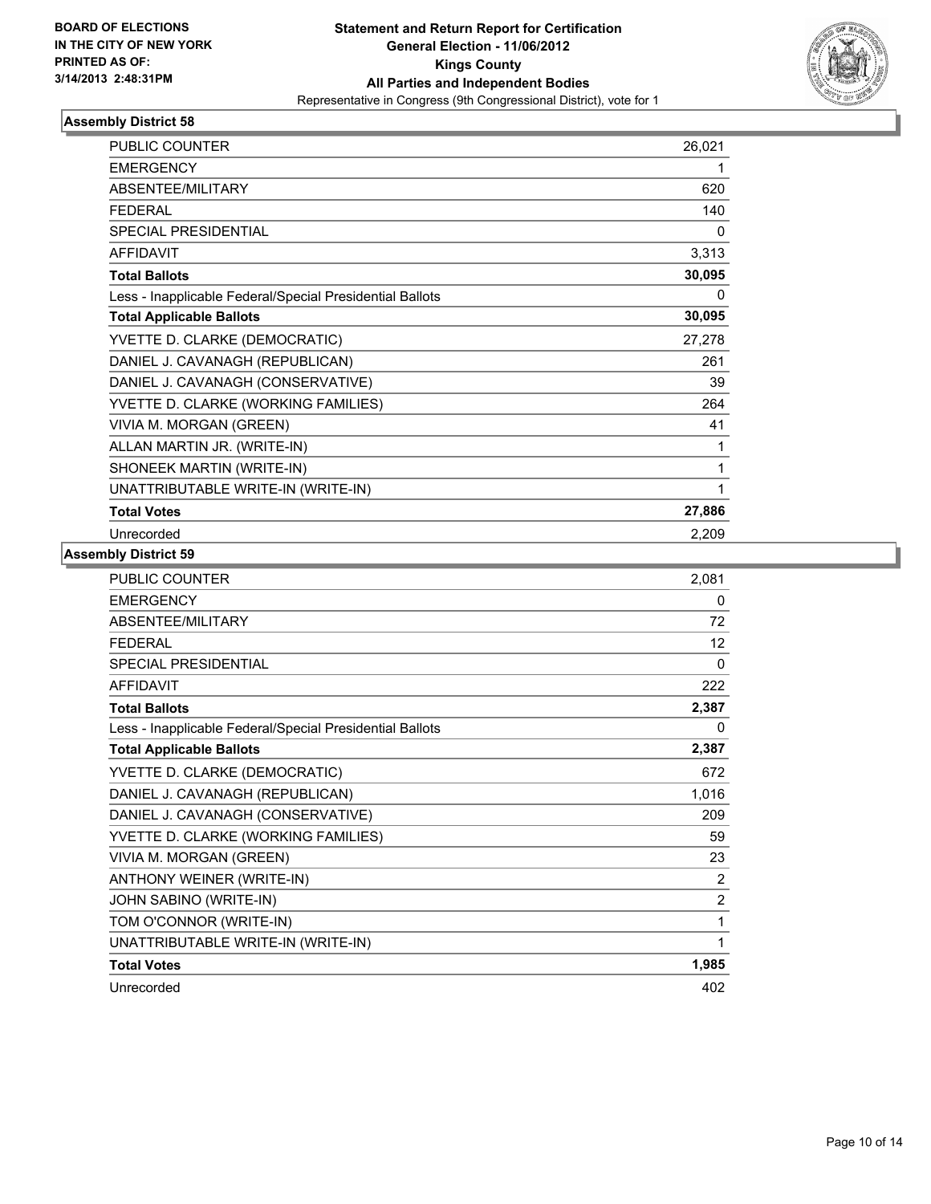BOARD OF ELECTIONS
IN THE CITY OF NEW YORK
PRINTED AS OF:
3/14/2013 2:48:31PM

**Statement and Return Report for Certification**
**General Election - 11/06/2012**
**Kings County**
**All Parties and Independent Bodies**
Representative in Congress (9th Congressional District), vote for 1

### Assembly District 58

| | |
|---|---|
| PUBLIC COUNTER | 26,021 |
| EMERGENCY | 1 |
| ABSENTEE/MILITARY | 620 |
| FEDERAL | 140 |
| SPECIAL PRESIDENTIAL | 0 |
| AFFIDAVIT | 3,313 |
| **Total Ballots** | **30,095** |
| Less - Inapplicable Federal/Special Presidential Ballots | 0 |
| **Total Applicable Ballots** | **30,095** |
| YVETTE D. CLARKE (DEMOCRATIC) | 27,278 |
| DANIEL J. CAVANAGH (REPUBLICAN) | 261 |
| DANIEL J. CAVANAGH (CONSERVATIVE) | 39 |
| YVETTE D. CLARKE (WORKING FAMILIES) | 264 |
| VIVIA M. MORGAN (GREEN) | 41 |
| ALLAN MARTIN JR. (WRITE-IN) | 1 |
| SHONEEK MARTIN (WRITE-IN) | 1 |
| UNATTRIBUTABLE WRITE-IN (WRITE-IN) | 1 |
| **Total Votes** | **27,886** |
| Unrecorded | 2,209 |

### Assembly District 59

| | |
|---|---|
| PUBLIC COUNTER | 2,081 |
| EMERGENCY | 0 |
| ABSENTEE/MILITARY | 72 |
| FEDERAL | 12 |
| SPECIAL PRESIDENTIAL | 0 |
| AFFIDAVIT | 222 |
| **Total Ballots** | **2,387** |
| Less - Inapplicable Federal/Special Presidential Ballots | 0 |
| **Total Applicable Ballots** | **2,387** |
| YVETTE D. CLARKE (DEMOCRATIC) | 672 |
| DANIEL J. CAVANAGH (REPUBLICAN) | 1,016 |
| DANIEL J. CAVANAGH (CONSERVATIVE) | 209 |
| YVETTE D. CLARKE (WORKING FAMILIES) | 59 |
| VIVIA M. MORGAN (GREEN) | 23 |
| ANTHONY WEINER (WRITE-IN) | 2 |
| JOHN SABINO (WRITE-IN) | 2 |
| TOM O'CONNOR (WRITE-IN) | 1 |
| UNATTRIBUTABLE WRITE-IN (WRITE-IN) | 1 |
| **Total Votes** | **1,985** |
| Unrecorded | 402 |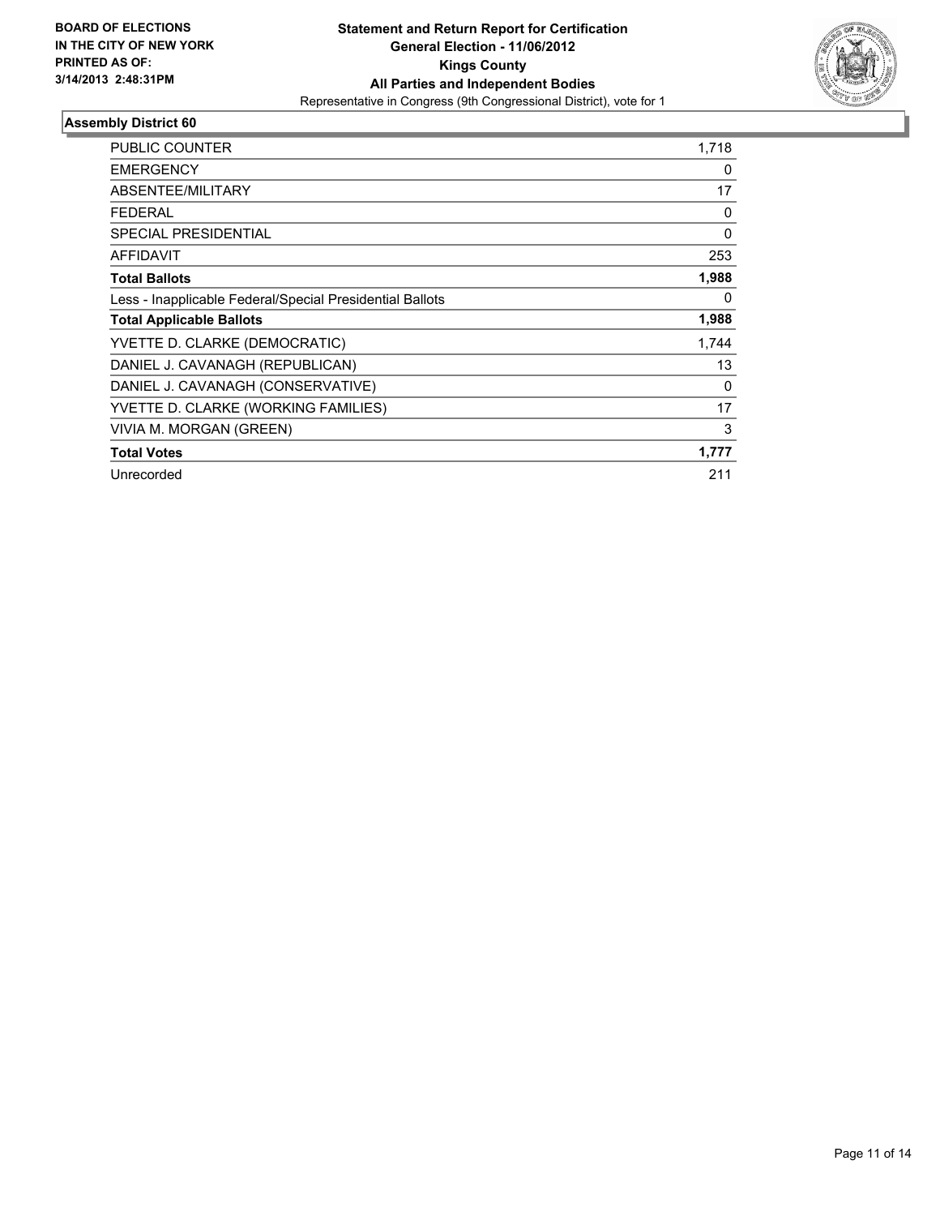**BOARD OF ELECTIONS IN THE CITY OF NEW YORK PRINTED AS OF: 3/14/2013 2:48:31PM**

# Statement and Return Report for Certification
## General Election - 11/06/2012
## Kings County
## All Parties and Independent Bodies
Representative in Congress (9th Congressional District), vote for 1

### Assembly District 60

| | |
|---|---|
| PUBLIC COUNTER | 1,718 |
| EMERGENCY | 0 |
| ABSENTEE/MILITARY | 17 |
| FEDERAL | 0 |
| SPECIAL PRESIDENTIAL | 0 |
| AFFIDAVIT | 253 |
| **Total Ballots** | **1,988** |
| Less - Inapplicable Federal/Special Presidential Ballots | 0 |
| **Total Applicable Ballots** | **1,988** |
| YVETTE D. CLARKE (DEMOCRATIC) | 1,744 |
| DANIEL J. CAVANAGH (REPUBLICAN) | 13 |
| DANIEL J. CAVANAGH (CONSERVATIVE) | 0 |
| YVETTE D. CLARKE (WORKING FAMILIES) | 17 |
| VIVIA M. MORGAN (GREEN) | 3 |
| **Total Votes** | **1,777** |
| Unrecorded | 211 |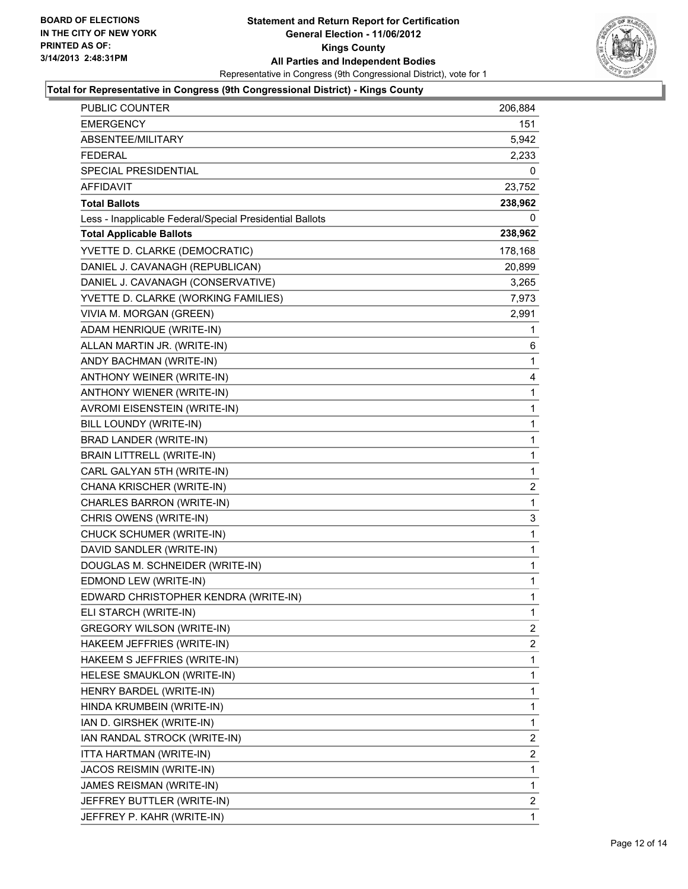BOARD OF ELECTIONS
IN THE CITY OF NEW YORK
PRINTED AS OF:
3/14/2013 2:48:31PM

**Statement and Return Report for Certification**
**General Election - 11/06/2012**
**Kings County**
**All Parties and Independent Bodies**
Representative in Congress (9th Congressional District), vote for 1

### Total for Representative in Congress (9th Congressional District) - Kings County

| | |
|---|---|
| PUBLIC COUNTER | 206,884 |
| EMERGENCY | 151 |
| ABSENTEE/MILITARY | 5,942 |
| FEDERAL | 2,233 |
| SPECIAL PRESIDENTIAL | 0 |
| AFFIDAVIT | 23,752 |
| **Total Ballots** | **238,962** |
| Less - Inapplicable Federal/Special Presidential Ballots | 0 |
| **Total Applicable Ballots** | **238,962** |
| YVETTE D. CLARKE (DEMOCRATIC) | 178,168 |
| DANIEL J. CAVANAGH (REPUBLICAN) | 20,899 |
| DANIEL J. CAVANAGH (CONSERVATIVE) | 3,265 |
| YVETTE D. CLARKE (WORKING FAMILIES) | 7,973 |
| VIVIA M. MORGAN (GREEN) | 2,991 |
| ADAM HENRIQUE (WRITE-IN) | 1 |
| ALLAN MARTIN JR. (WRITE-IN) | 6 |
| ANDY BACHMAN (WRITE-IN) | 1 |
| ANTHONY WEINER (WRITE-IN) | 4 |
| ANTHONY WIENER (WRITE-IN) | 1 |
| AVROMI EISENSTEIN (WRITE-IN) | 1 |
| BILL LOUNDY (WRITE-IN) | 1 |
| BRAD LANDER (WRITE-IN) | 1 |
| BRAIN LITTRELL (WRITE-IN) | 1 |
| CARL GALYAN 5TH (WRITE-IN) | 1 |
| CHANA KRISCHER (WRITE-IN) | 2 |
| CHARLES BARRON (WRITE-IN) | 1 |
| CHRIS OWENS (WRITE-IN) | 3 |
| CHUCK SCHUMER (WRITE-IN) | 1 |
| DAVID SANDLER (WRITE-IN) | 1 |
| DOUGLAS M. SCHNEIDER (WRITE-IN) | 1 |
| EDMOND LEW (WRITE-IN) | 1 |
| EDWARD CHRISTOPHER KENDRA (WRITE-IN) | 1 |
| ELI STARCH (WRITE-IN) | 1 |
| GREGORY WILSON (WRITE-IN) | 2 |
| HAKEEM JEFFRIES (WRITE-IN) | 2 |
| HAKEEM S JEFFRIES (WRITE-IN) | 1 |
| HELESE SMAUKLON (WRITE-IN) | 1 |
| HENRY BARDEL (WRITE-IN) | 1 |
| HINDA KRUMBEIN (WRITE-IN) | 1 |
| IAN D. GIRSHEK (WRITE-IN) | 1 |
| IAN RANDAL STROCK (WRITE-IN) | 2 |
| ITTA HARTMAN (WRITE-IN) | 2 |
| JACOS REISMIN (WRITE-IN) | 1 |
| JAMES REISMAN (WRITE-IN) | 1 |
| JEFFREY BUTTLER (WRITE-IN) | 2 |
| JEFFREY P. KAHR (WRITE-IN) | 1 |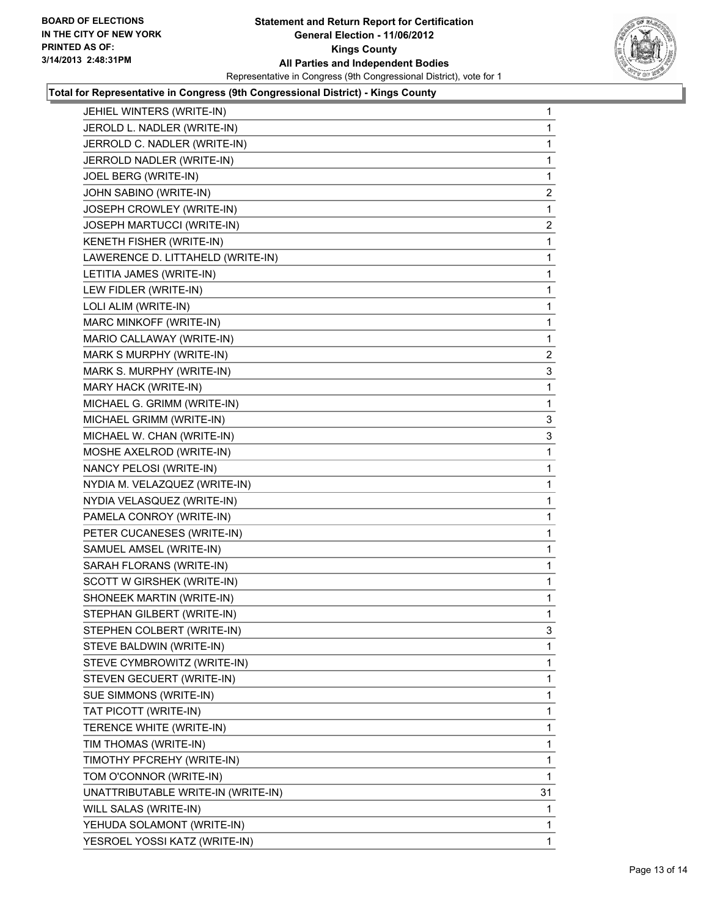**BOARD OF ELECTIONS IN THE CITY OF NEW YORK PRINTED AS OF: 3/14/2013 2:48:31PM**

# Statement and Return Report for Certification
## General Election - 11/06/2012
## Kings County
## All Parties and Independent Bodies
Representative in Congress (9th Congressional District), vote for 1

### Total for Representative in Congress (9th Congressional District) - Kings County

| Candidate | Votes |
|---|---|
| JEHIEL WINTERS (WRITE-IN) | 1 |
| JEROLD L. NADLER (WRITE-IN) | 1 |
| JERROLD C. NADLER (WRITE-IN) | 1 |
| JERROLD NADLER (WRITE-IN) | 1 |
| JOEL BERG (WRITE-IN) | 1 |
| JOHN SABINO (WRITE-IN) | 2 |
| JOSEPH CROWLEY (WRITE-IN) | 1 |
| JOSEPH MARTUCCI (WRITE-IN) | 2 |
| KENETH FISHER (WRITE-IN) | 1 |
| LAWERENCE D. LITTAHELD (WRITE-IN) | 1 |
| LETITIA JAMES (WRITE-IN) | 1 |
| LEW FIDLER (WRITE-IN) | 1 |
| LOLI ALIM (WRITE-IN) | 1 |
| MARC MINKOFF (WRITE-IN) | 1 |
| MARIO CALLAWAY (WRITE-IN) | 1 |
| MARK S MURPHY (WRITE-IN) | 2 |
| MARK S. MURPHY (WRITE-IN) | 3 |
| MARY HACK (WRITE-IN) | 1 |
| MICHAEL G. GRIMM (WRITE-IN) | 1 |
| MICHAEL GRIMM (WRITE-IN) | 3 |
| MICHAEL W. CHAN (WRITE-IN) | 3 |
| MOSHE AXELROD (WRITE-IN) | 1 |
| NANCY PELOSI (WRITE-IN) | 1 |
| NYDIA M. VELAZQUEZ (WRITE-IN) | 1 |
| NYDIA VELASQUEZ (WRITE-IN) | 1 |
| PAMELA CONROY (WRITE-IN) | 1 |
| PETER CUCANESES (WRITE-IN) | 1 |
| SAMUEL AMSEL (WRITE-IN) | 1 |
| SARAH FLORANS (WRITE-IN) | 1 |
| SCOTT W GIRSHEK (WRITE-IN) | 1 |
| SHONEEK MARTIN (WRITE-IN) | 1 |
| STEPHAN GILBERT (WRITE-IN) | 1 |
| STEPHEN COLBERT (WRITE-IN) | 3 |
| STEVE BALDWIN (WRITE-IN) | 1 |
| STEVE CYMBROWITZ (WRITE-IN) | 1 |
| STEVEN GECUERT (WRITE-IN) | 1 |
| SUE SIMMONS (WRITE-IN) | 1 |
| TAT PICOTT (WRITE-IN) | 1 |
| TERENCE WHITE (WRITE-IN) | 1 |
| TIM THOMAS (WRITE-IN) | 1 |
| TIMOTHY PFCREHY (WRITE-IN) | 1 |
| TOM O'CONNOR (WRITE-IN) | 1 |
| UNATTRIBUTABLE WRITE-IN (WRITE-IN) | 31 |
| WILL SALAS (WRITE-IN) | 1 |
| YEHUDA SOLAMONT (WRITE-IN) | 1 |
| YESROEL YOSSI KATZ (WRITE-IN) | 1 |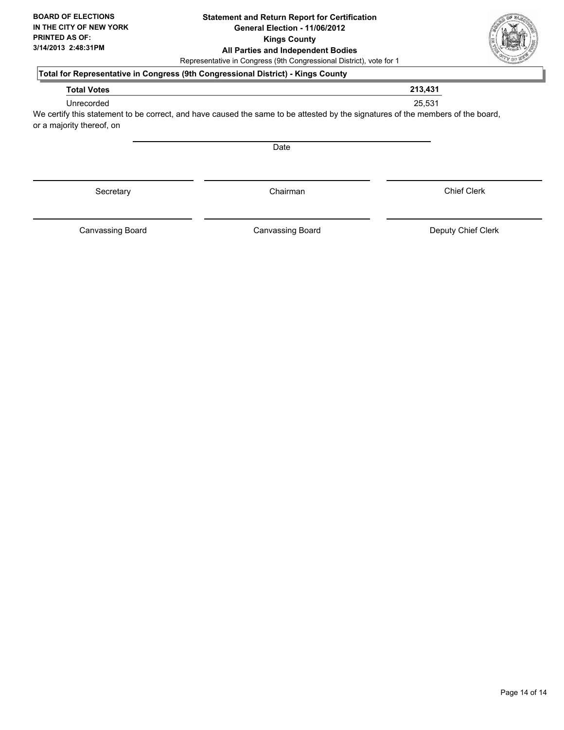**BOARD OF ELECTIONS IN THE CITY OF NEW YORK PRINTED AS OF: 3/14/2013 2:48:31PM**

**Statement and Return Report for Certification**
**General Election - 11/06/2012**
**Kings County**
**All Parties and Independent Bodies**

Representative in Congress (9th Congressional District), vote for 1

### Total for Representative in Congress (9th Congressional District) - Kings County

| | |
|---|---|
| **Total Votes** | **213,431** |
| Unrecorded | 25,531 |

We certify this statement to be correct, and have caused the same to be attested by the signatures of the members of the board, or a majority thereof, on

Date

Secretary | Chairman | Chief Clerk

Canvassing Board | Canvassing Board | Deputy Chief Clerk